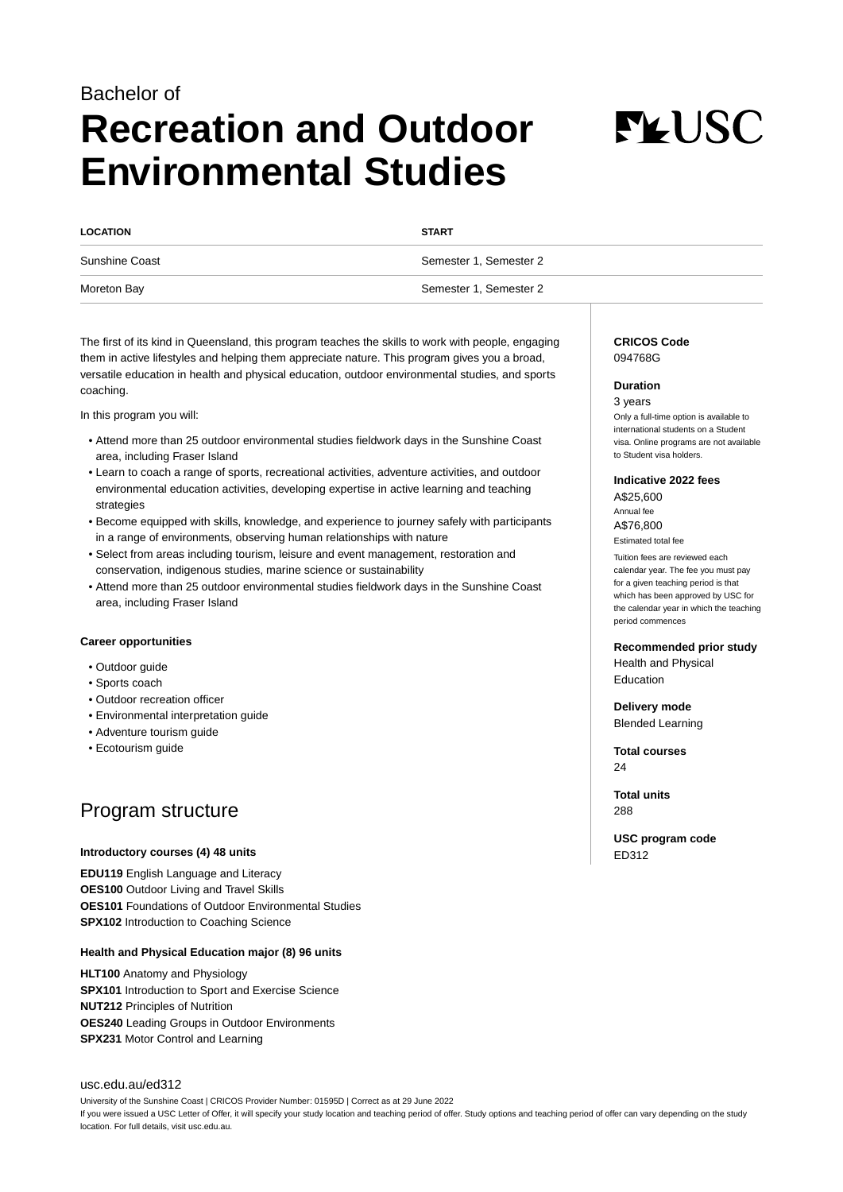Bachelor of

# Recreation and Outdoor Environmental Studies

| LOCATION | START |
| --- | --- |
| Sunshine Coast | Semester 1, Semester 2 |
| Moreton Bay | Semester 1, Semester 2 |

The first of its kind in Queensland, this program teaches the skills to work with people, engaging them in active lifestyles and helping them appreciate nature. This program gives you a broad, versatile education in health and physical education, outdoor environmental studies, and sports coaching.

In this program you will:

- Attend more than 25 outdoor environmental studies fieldwork days in the Sunshine Coast area, including Fraser Island
- Learn to coach a range of sports, recreational activities, adventure activities, and outdoor environmental education activities, developing expertise in active learning and teaching strategies
- Become equipped with skills, knowledge, and experience to journey safely with participants in a range of environments, observing human relationships with nature
- Select from areas including tourism, leisure and event management, restoration and conservation, indigenous studies, marine science or sustainability
- Attend more than 25 outdoor environmental studies fieldwork days in the Sunshine Coast area, including Fraser Island

**Career opportunities**

- Outdoor guide
- Sports coach
- Outdoor recreation officer
- Environmental interpretation guide
- Adventure tourism guide
- Ecotourism guide

**CRICOS Code**
094768G

**Duration**
3 years
Only a full-time option is available to international students on a Student visa. Online programs are not available to Student visa holders.

**Indicative 2022 fees**
A$25,600
Annual fee
A$76,800
Estimated total fee
Tuition fees are reviewed each calendar year. The fee you must pay for a given teaching period is that which has been approved by USC for the calendar year in which the teaching period commences

**Recommended prior study**
Health and Physical Education

**Delivery mode**
Blended Learning

**Total courses**
24

**Total units**
288

**USC program code**
ED312

## Program structure

**Introductory courses (4) 48 units**

**EDU119** English Language and Literacy
**OES100** Outdoor Living and Travel Skills
**OES101** Foundations of Outdoor Environmental Studies
**SPX102** Introduction to Coaching Science

**Health and Physical Education major (8) 96 units**

**HLT100** Anatomy and Physiology
**SPX101** Introduction to Sport and Exercise Science
**NUT212** Principles of Nutrition
**OES240** Leading Groups in Outdoor Environments
**SPX231** Motor Control and Learning

usc.edu.au/ed312
University of the Sunshine Coast | CRICOS Provider Number: 01595D | Correct as at 29 June 2022
If you were issued a USC Letter of Offer, it will specify your study location and teaching period of offer. Study options and teaching period of offer can vary depending on the study location. For full details, visit usc.edu.au.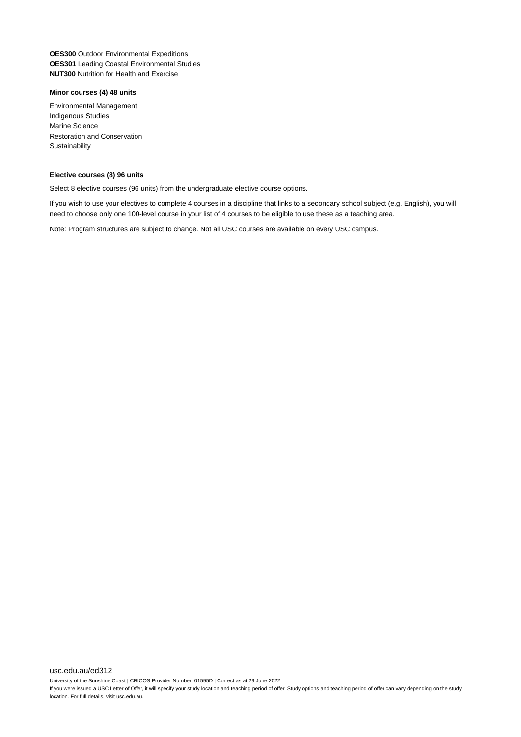**OES300** Outdoor Environmental Expeditions
**OES301** Leading Coastal Environmental Studies
**NUT300** Nutrition for Health and Exercise

**Minor courses (4) 48 units**

Environmental Management
Indigenous Studies
Marine Science
Restoration and Conservation
Sustainability

**Elective courses (8) 96 units**

Select 8 elective courses (96 units) from the undergraduate elective course options.

If you wish to use your electives to complete 4 courses in a discipline that links to a secondary school subject (e.g. English), you will need to choose only one 100-level course in your list of 4 courses to be eligible to use these as a teaching area.

Note: Program structures are subject to change. Not all USC courses are available on every USC campus.

usc.edu.au/ed312

University of the Sunshine Coast | CRICOS Provider Number: 01595D | Correct as at 29 June 2022

If you were issued a USC Letter of Offer, it will specify your study location and teaching period of offer. Study options and teaching period of offer can vary depending on the study location. For full details, visit usc.edu.au.